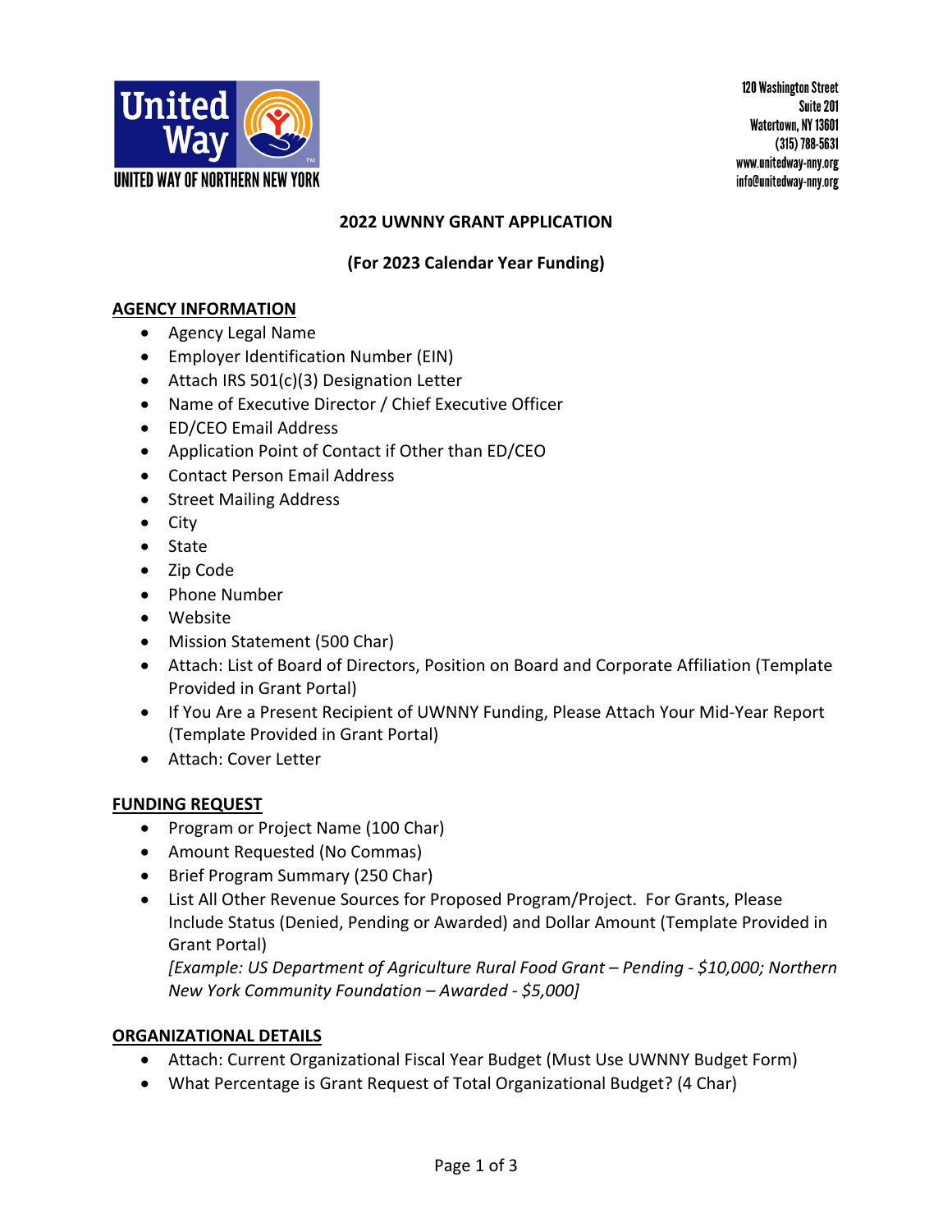UNITED WAY OF NORTHERN NEW YORK

120 Washington Street
Suite 201
Watertown, NY 13601
(315) 788-5631
www.unitedway-nny.org
info@unitedway-nny.org

# 2022 UWNNY GRANT APPLICATION

## (For 2023 Calendar Year Funding)

**AGENCY INFORMATION**

- Agency Legal Name
- Employer Identification Number (EIN)
- Attach IRS 501(c)(3) Designation Letter
- Name of Executive Director / Chief Executive Officer
- ED/CEO Email Address
- Application Point of Contact if Other than ED/CEO
- Contact Person Email Address
- Street Mailing Address
- City
- State
- Zip Code
- Phone Number
- Website
- Mission Statement (500 Char)
- Attach: List of Board of Directors, Position on Board and Corporate Affiliation (Template Provided in Grant Portal)
- If You Are a Present Recipient of UWNNY Funding, Please Attach Your Mid-Year Report (Template Provided in Grant Portal)
- Attach: Cover Letter

**FUNDING REQUEST**

- Program or Project Name (100 Char)
- Amount Requested (No Commas)
- Brief Program Summary (250 Char)
- List All Other Revenue Sources for Proposed Program/Project. For Grants, Please Include Status (Denied, Pending or Awarded) and Dollar Amount (Template Provided in Grant Portal)
  *[Example: US Department of Agriculture Rural Food Grant – Pending - $10,000; Northern New York Community Foundation – Awarded - $5,000]*

**ORGANIZATIONAL DETAILS**

- Attach: Current Organizational Fiscal Year Budget (Must Use UWNNY Budget Form)
- What Percentage is Grant Request of Total Organizational Budget? (4 Char)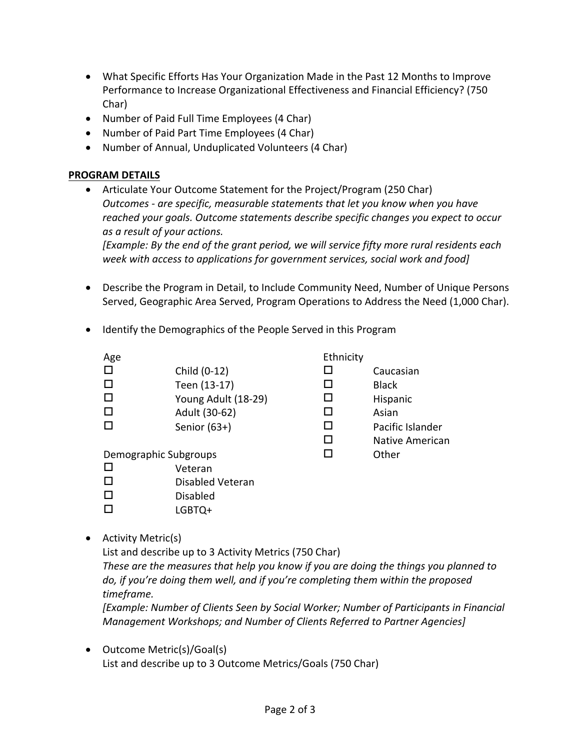- What Specific Efforts Has Your Organization Made in the Past 12 Months to Improve Performance to Increase Organizational Effectiveness and Financial Efficiency? (750 Char)
- Number of Paid Full Time Employees (4 Char)
- Number of Paid Part Time Employees (4 Char)
- Number of Annual, Unduplicated Volunteers (4 Char)

**PROGRAM DETAILS**

- Articulate Your Outcome Statement for the Project/Program (250 Char)
  *Outcomes - are specific, measurable statements that let you know when you have reached your goals. Outcome statements describe specific changes you expect to occur as a result of your actions.*
  *[Example: By the end of the grant period, we will service fifty more rural residents each week with access to applications for government services, social work and food]*

- Describe the Program in Detail, to Include Community Need, Number of Unique Persons Served, Geographic Area Served, Program Operations to Address the Need (1,000 Char).

- Identify the Demographics of the People Served in this Program

  Age
  - ☐ Child (0-12)
  - ☐ Teen (13-17)
  - ☐ Young Adult (18-29)
  - ☐ Adult (30-62)
  - ☐ Senior (63+)

  Demographic Subgroups
  - ☐ Veteran
  - ☐ Disabled Veteran
  - ☐ Disabled
  - ☐ LGBTQ+

  Ethnicity
  - ☐ Caucasian
  - ☐ Black
  - ☐ Hispanic
  - ☐ Asian
  - ☐ Pacific Islander
  - ☐ Native American
  - ☐ Other

- Activity Metric(s)
  List and describe up to 3 Activity Metrics (750 Char)
  *These are the measures that help you know if you are doing the things you planned to do, if you're doing them well, and if you're completing them within the proposed timeframe.*
  *[Example: Number of Clients Seen by Social Worker; Number of Participants in Financial Management Workshops; and Number of Clients Referred to Partner Agencies]*

- Outcome Metric(s)/Goal(s)
  List and describe up to 3 Outcome Metrics/Goals (750 Char)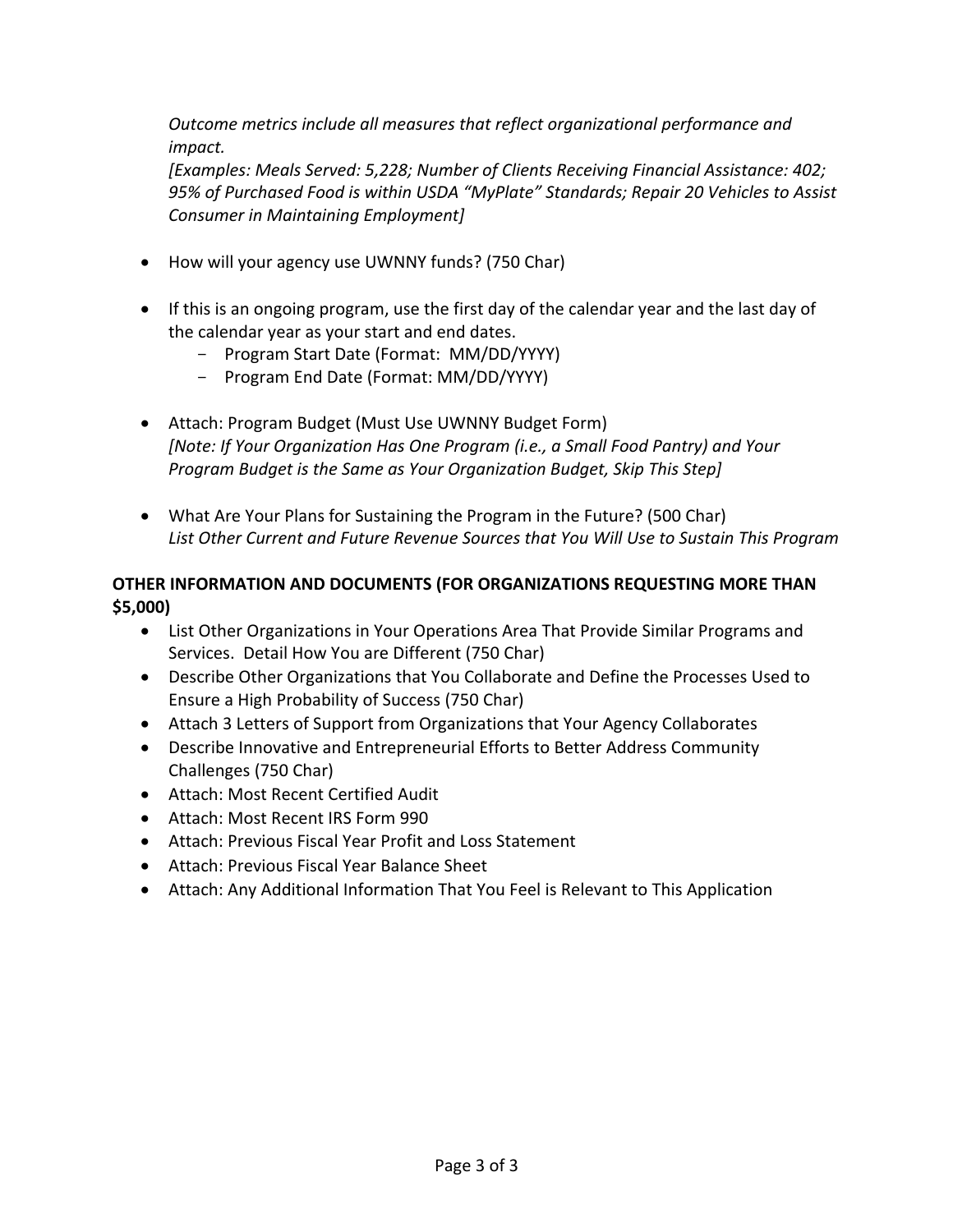*Outcome metrics include all measures that reflect organizational performance and impact.*
*[Examples: Meals Served: 5,228; Number of Clients Receiving Financial Assistance: 402; 95% of Purchased Food is within USDA "MyPlate" Standards; Repair 20 Vehicles to Assist Consumer in Maintaining Employment]*

- How will your agency use UWNNY funds? (750 Char)

- If this is an ongoing program, use the first day of the calendar year and the last day of the calendar year as your start and end dates.
  - Program Start Date (Format: MM/DD/YYYY)
  - Program End Date (Format: MM/DD/YYYY)

- Attach: Program Budget (Must Use UWNNY Budget Form)
  *[Note: If Your Organization Has One Program (i.e., a Small Food Pantry) and Your Program Budget is the Same as Your Organization Budget, Skip This Step]*

- What Are Your Plans for Sustaining the Program in the Future? (500 Char)
  *List Other Current and Future Revenue Sources that You Will Use to Sustain This Program*

**OTHER INFORMATION AND DOCUMENTS (FOR ORGANIZATIONS REQUESTING MORE THAN $5,000)**

- List Other Organizations in Your Operations Area That Provide Similar Programs and Services. Detail How You are Different (750 Char)
- Describe Other Organizations that You Collaborate and Define the Processes Used to Ensure a High Probability of Success (750 Char)
- Attach 3 Letters of Support from Organizations that Your Agency Collaborates
- Describe Innovative and Entrepreneurial Efforts to Better Address Community Challenges (750 Char)
- Attach: Most Recent Certified Audit
- Attach: Most Recent IRS Form 990
- Attach: Previous Fiscal Year Profit and Loss Statement
- Attach: Previous Fiscal Year Balance Sheet
- Attach: Any Additional Information That You Feel is Relevant to This Application